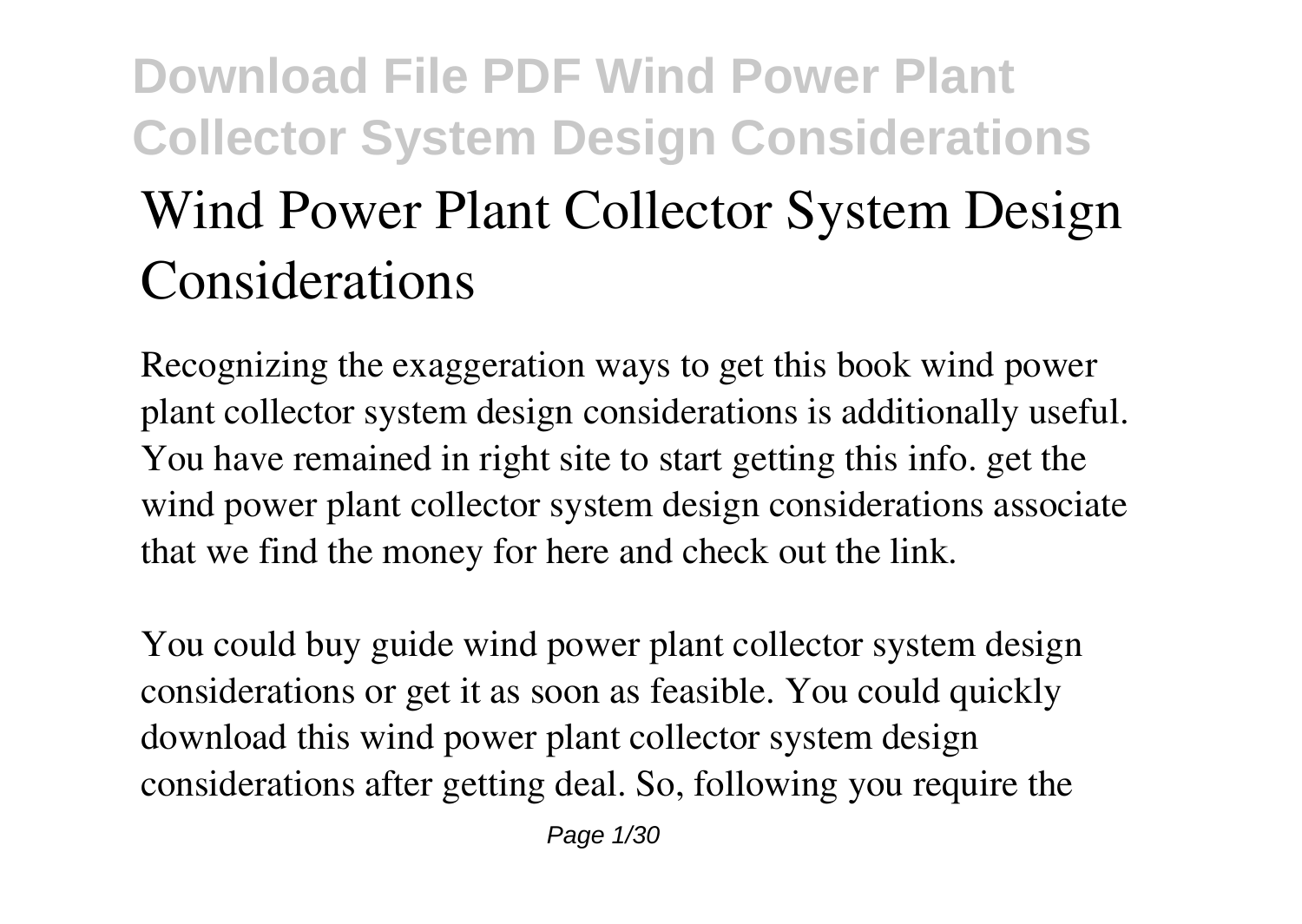# Wind Power Plant Collector System Design Considerations

Recognizing the exaggeration ways to get this book wind power plant collector system design considerations is additionally useful. You have remained in right site to start getting this info. get the wind power plant collector system design considerations associate that we find the money for here and check out the link.

You could buy guide wind power plant collector system design considerations or get it as soon as feasible. You could quickly download this wind power plant collector system design considerations after getting deal. So, following you require the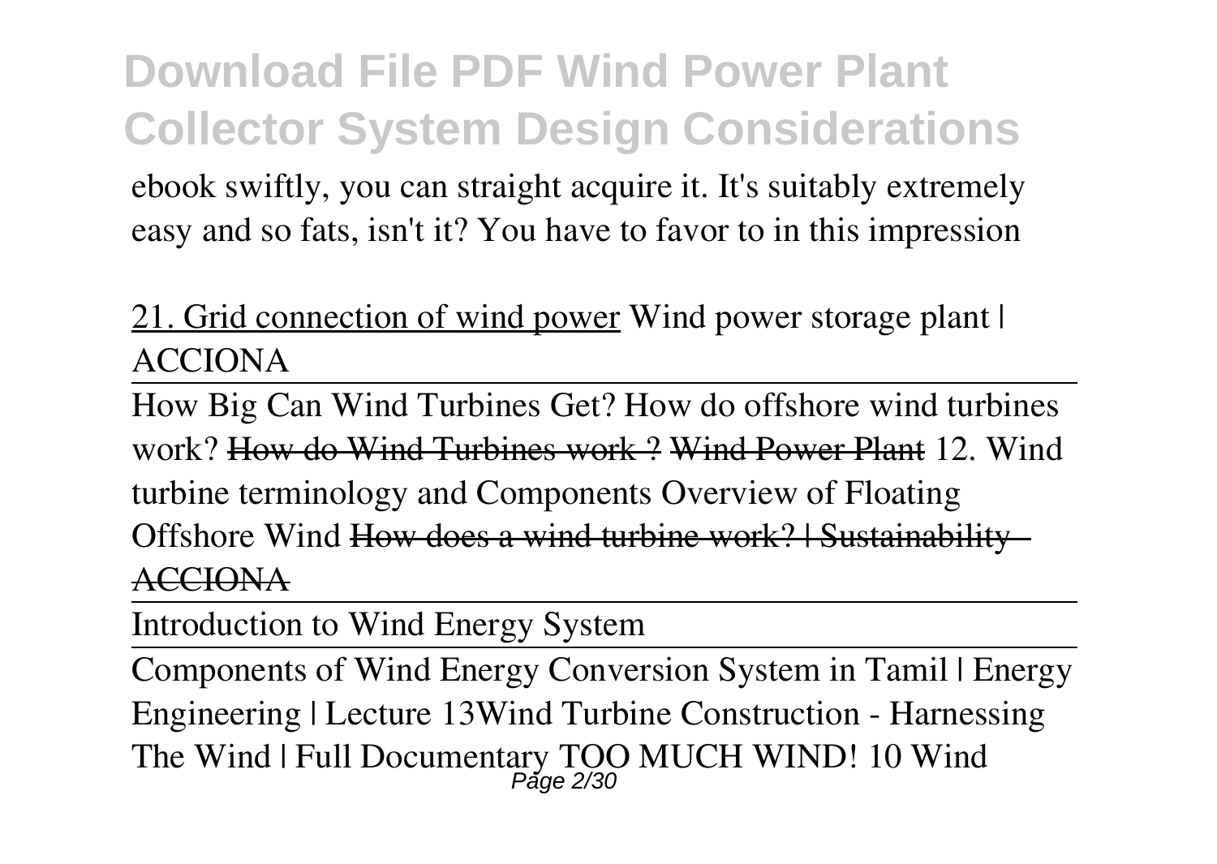ebook swiftly, you can straight acquire it. It's suitably extremely easy and so fats, isn't it? You have to favor to in this impression

21. Grid connection of wind power Wind power storage plant | ACCIONA

How Big Can Wind Turbines Get? How do offshore wind turbines work? ~~How do Wind Turbines work ?~~ ~~Wind Power Plant~~ 12. Wind turbine terminology and Components Overview of Floating Offshore Wind ~~How does a wind turbine work? | Sustainability - ACCIONA~~

Introduction to Wind Energy System

Components of Wind Energy Conversion System in Tamil | Energy Engineering | Lecture 13Wind Turbine Construction - Harnessing The Wind | Full Documentary TOO MUCH WIND! 10 Wind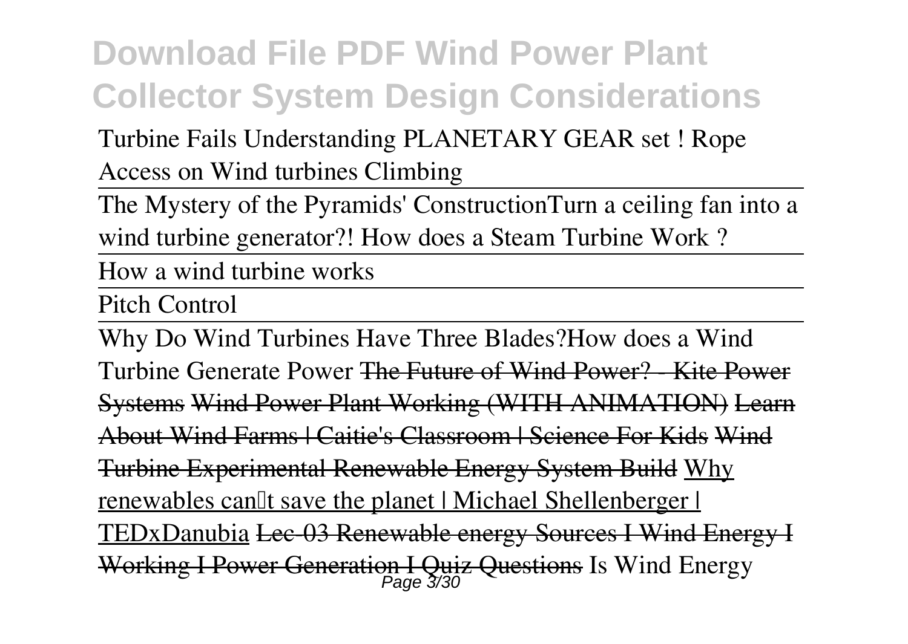Turbine Fails Understanding PLANETARY GEAR set ! Rope Access on Wind turbines Climbing

The Mystery of the Pyramids' ConstructionTurn a ceiling fan into a wind turbine generator?! How does a Steam Turbine Work ?

How a wind turbine works

Pitch Control

Why Do Wind Turbines Have Three Blades?How does a Wind Turbine Generate Power ~~The Future of Wind Power? - Kite Power Systems~~ ~~Wind Power Plant Working (WITH ANIMATION)~~ ~~Learn About Wind Farms | Caitie's Classroom | Science For Kids~~ ~~Wind Turbine Experimental Renewable Energy System Build~~ Why renewables can't save the planet | Michael Shellenberger | TEDxDanubia ~~Lec-03 Renewable energy Sources I Wind Energy I Working I Power Generation I Quiz Questions~~ Is Wind Energy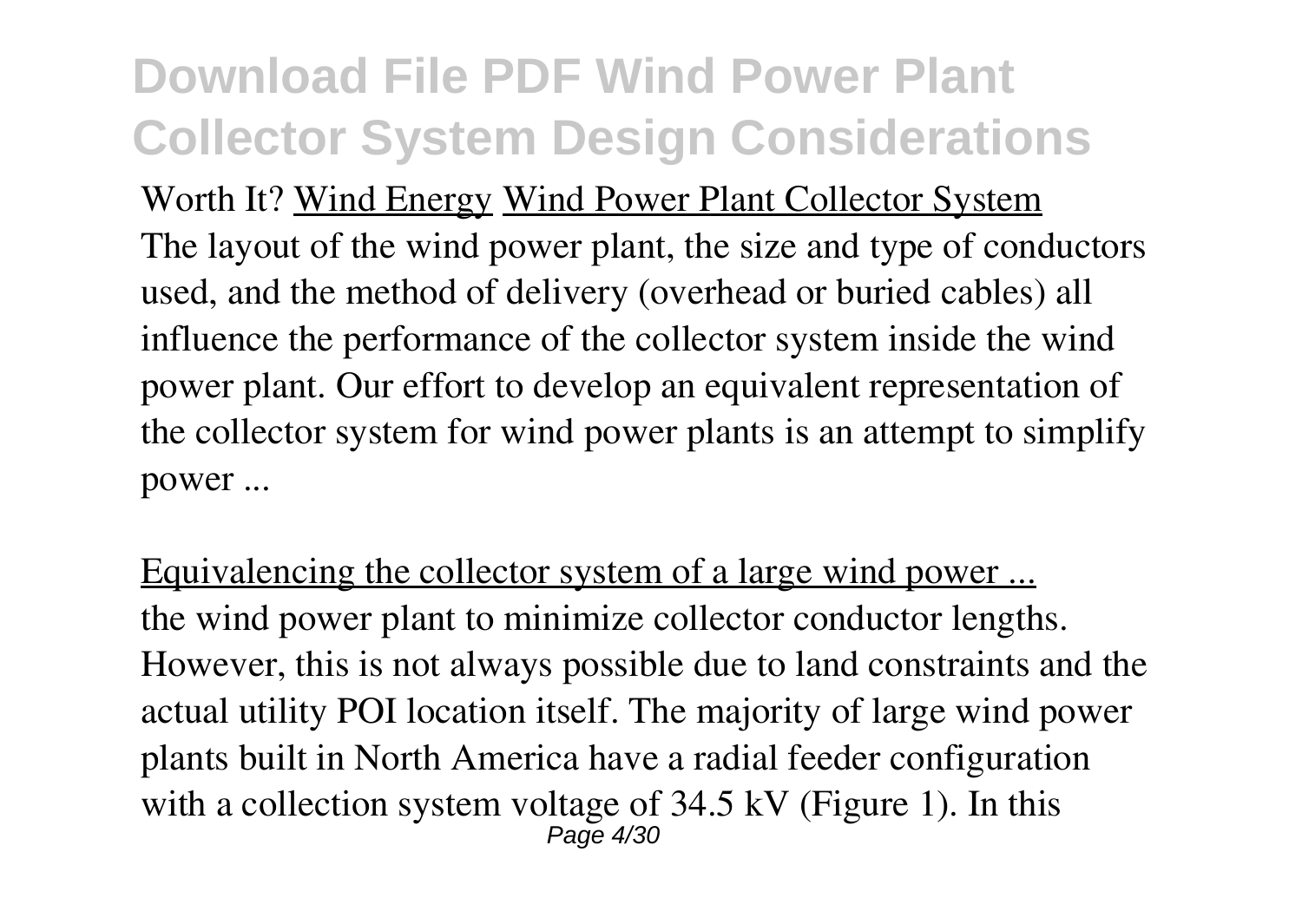Worth It? Wind Energy Wind Power Plant Collector System

The layout of the wind power plant, the size and type of conductors used, and the method of delivery (overhead or buried cables) all influence the performance of the collector system inside the wind power plant. Our effort to develop an equivalent representation of the collector system for wind power plants is an attempt to simplify power ...

Equivalencing the collector system of a large wind power ...

the wind power plant to minimize collector conductor lengths. However, this is not always possible due to land constraints and the actual utility POI location itself. The majority of large wind power plants built in North America have a radial feeder configuration with a collection system voltage of 34.5 kV (Figure 1). In this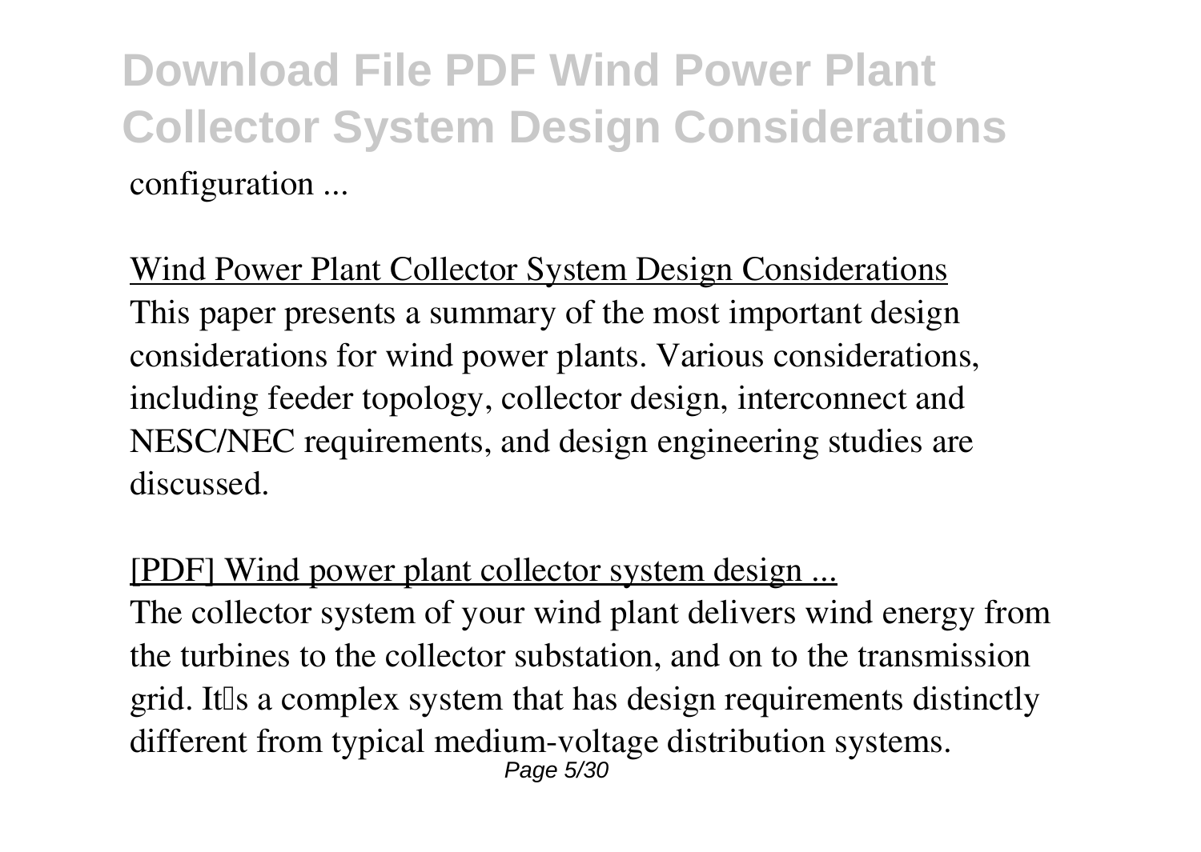configuration ...

Wind Power Plant Collector System Design Considerations

This paper presents a summary of the most important design considerations for wind power plants. Various considerations, including feeder topology, collector design, interconnect and NESC/NEC requirements, and design engineering studies are discussed.

[PDF] Wind power plant collector system design ...

The collector system of your wind plant delivers wind energy from the turbines to the collector substation, and on to the transmission grid. It's a complex system that has design requirements distinctly different from typical medium-voltage distribution systems.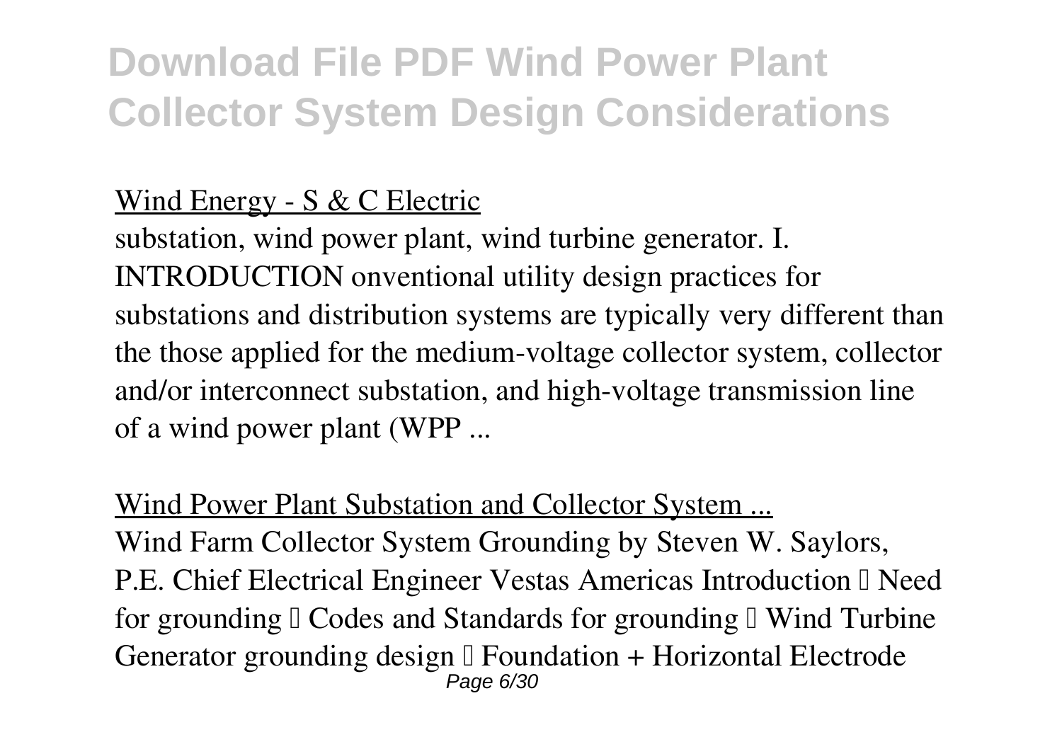# Download File PDF Wind Power Plant Collector System Design Considerations

Wind Energy - S & C Electric

substation, wind power plant, wind turbine generator. I. INTRODUCTION onventional utility design practices for substations and distribution systems are typically very different than the those applied for the medium-voltage collector system, collector and/or interconnect substation, and high-voltage transmission line of a wind power plant (WPP ...

Wind Power Plant Substation and Collector System ...

Wind Farm Collector System Grounding by Steven W. Saylors, P.E. Chief Electrical Engineer Vestas Americas Introduction  Need for grounding  Codes and Standards for grounding  Wind Turbine Generator grounding design  Foundation + Horizontal Electrode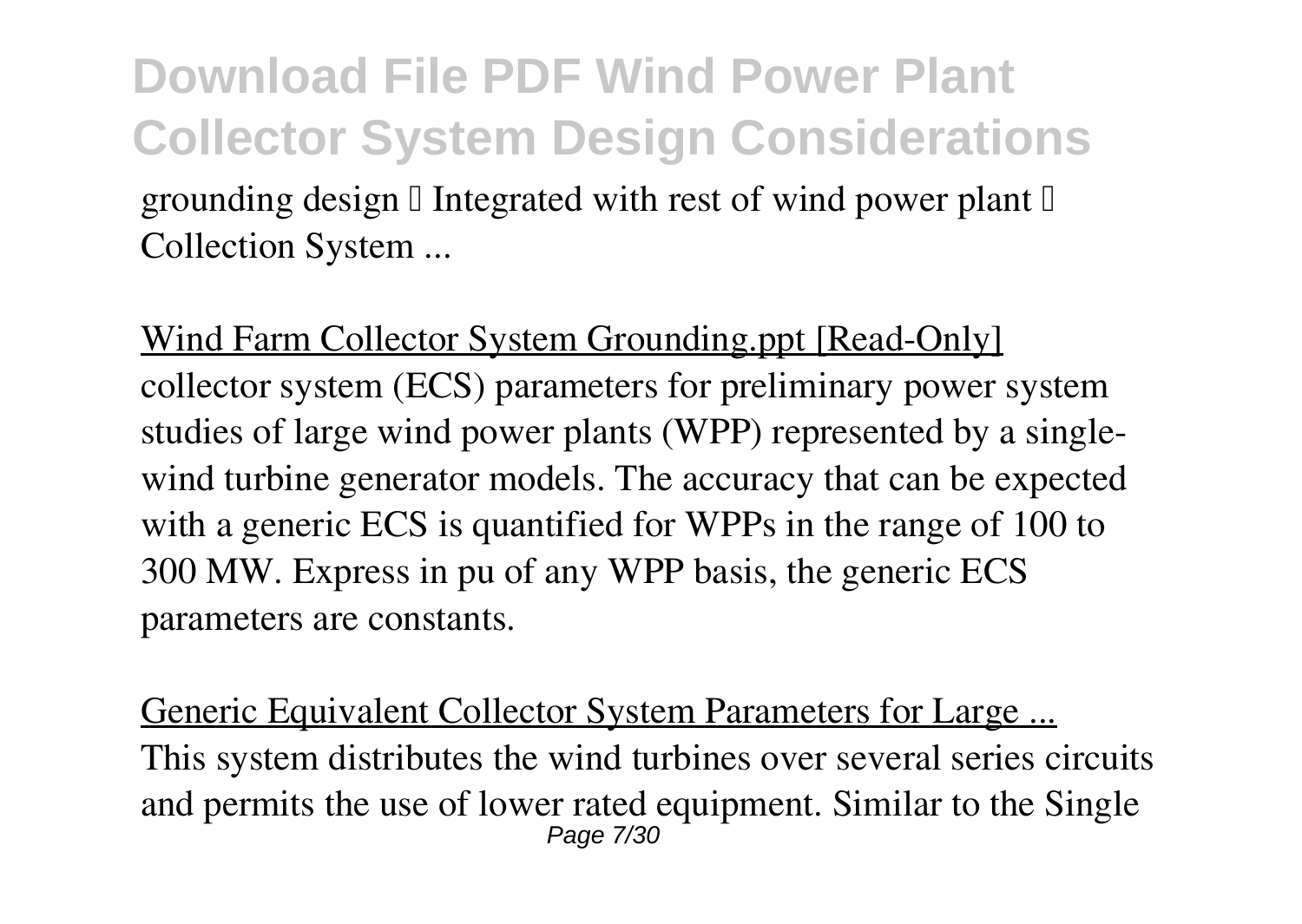grounding design  Integrated with rest of wind power plant  Collection System ...

Wind Farm Collector System Grounding.ppt [Read-Only]

collector system (ECS) parameters for preliminary power system studies of large wind power plants (WPP) represented by a single-wind turbine generator models. The accuracy that can be expected with a generic ECS is quantified for WPPs in the range of 100 to 300 MW. Express in pu of any WPP basis, the generic ECS parameters are constants.

Generic Equivalent Collector System Parameters for Large ...

This system distributes the wind turbines over several series circuits and permits the use of lower rated equipment. Similar to the Single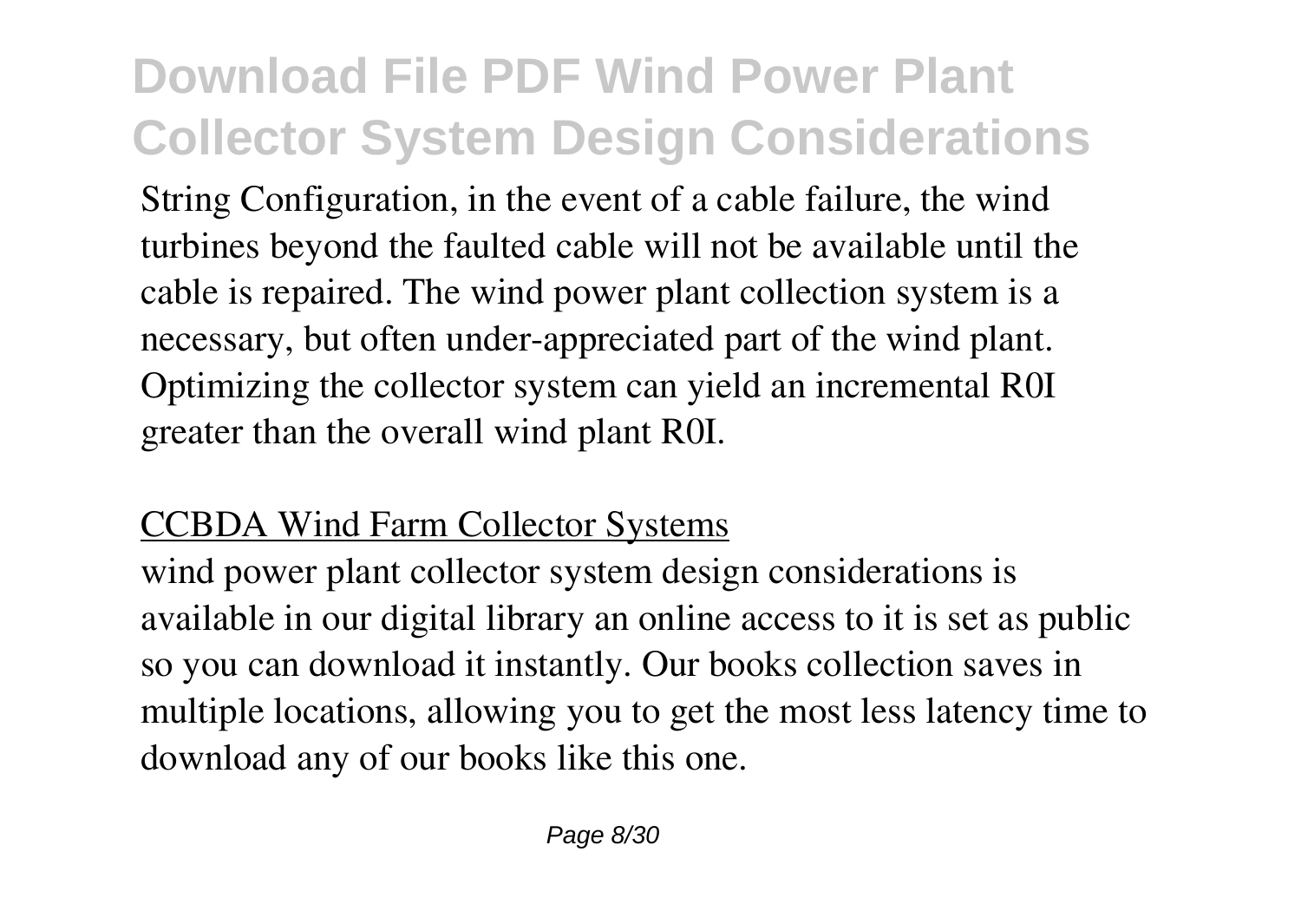String Configuration, in the event of a cable failure, the wind turbines beyond the faulted cable will not be available until the cable is repaired. The wind power plant collection system is a necessary, but often under-appreciated part of the wind plant. Optimizing the collector system can yield an incremental R0I greater than the overall wind plant R0I.

## CCBDA Wind Farm Collector Systems

wind power plant collector system design considerations is available in our digital library an online access to it is set as public so you can download it instantly. Our books collection saves in multiple locations, allowing you to get the most less latency time to download any of our books like this one.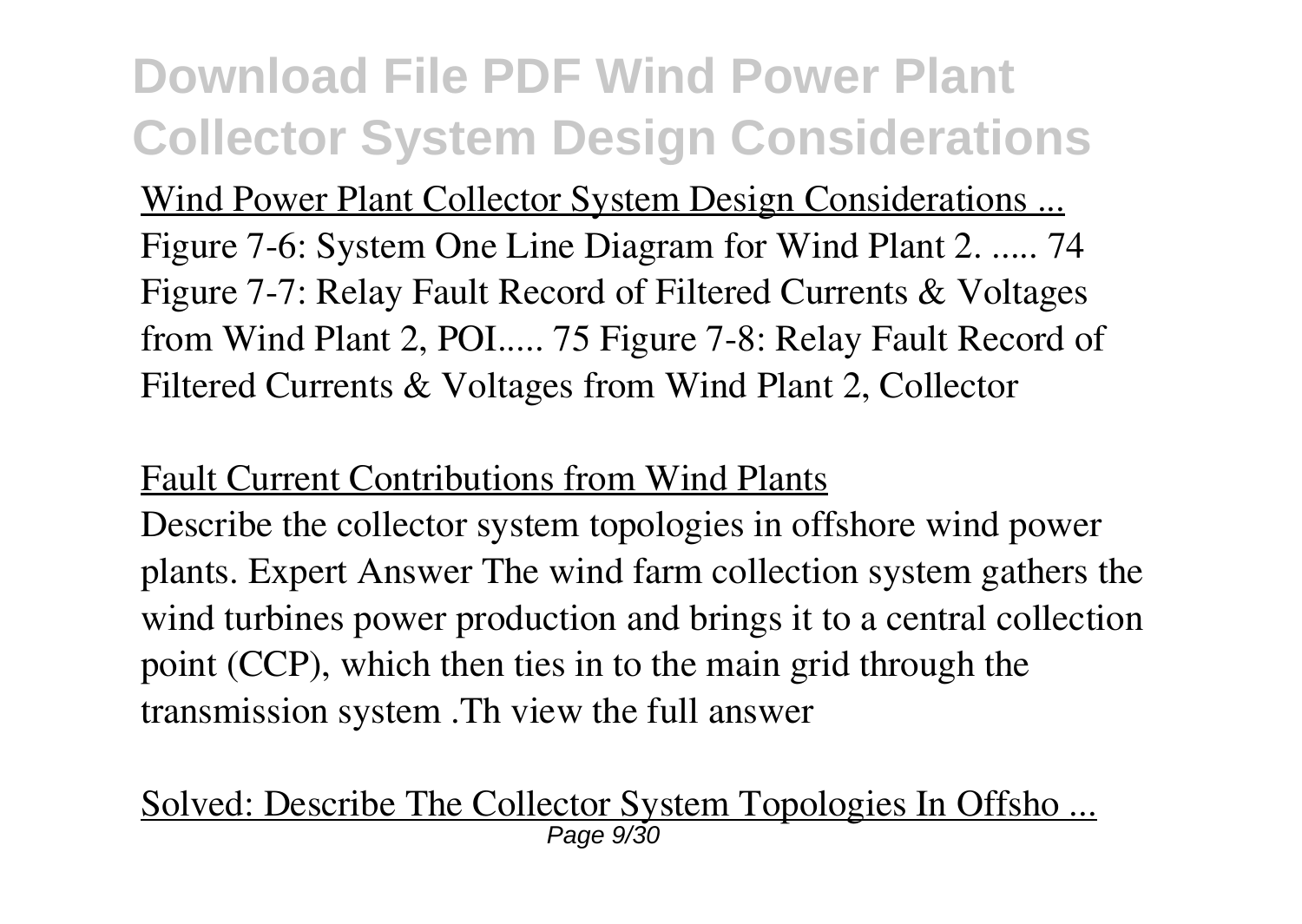# Download File PDF Wind Power Plant Collector System Design Considerations

Wind Power Plant Collector System Design Considerations ...

Figure 7-6: System One Line Diagram for Wind Plant 2. ..... 74 Figure 7-7: Relay Fault Record of Filtered Currents & Voltages from Wind Plant 2, POI..... 75 Figure 7-8: Relay Fault Record of Filtered Currents & Voltages from Wind Plant 2, Collector

Fault Current Contributions from Wind Plants

Describe the collector system topologies in offshore wind power plants. Expert Answer The wind farm collection system gathers the wind turbines power production and brings it to a central collection point (CCP), which then ties in to the main grid through the transmission system .Th view the full answer

Solved: Describe The Collector System Topologies In Offsho ...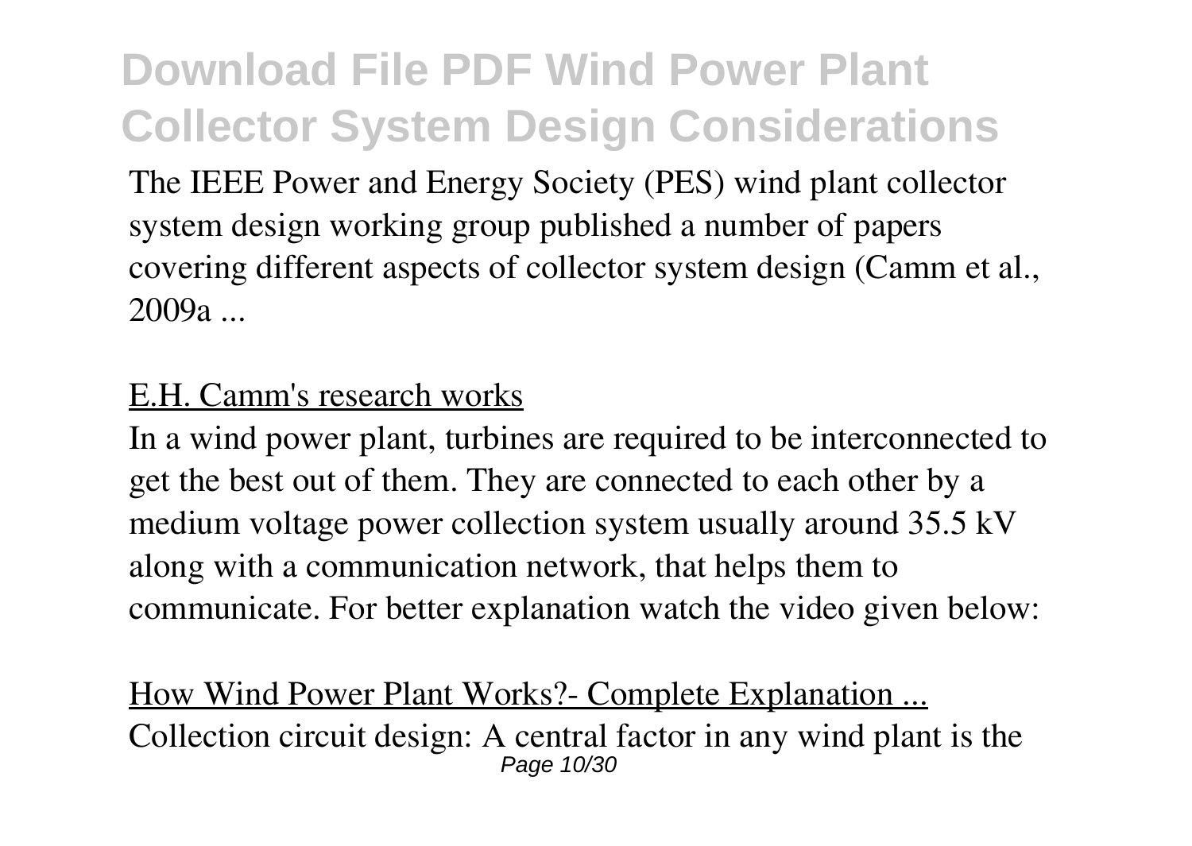The IEEE Power and Energy Society (PES) wind plant collector system design working group published a number of papers covering different aspects of collector system design (Camm et al., 2009a ...

E.H. Camm's research works

In a wind power plant, turbines are required to be interconnected to get the best out of them. They are connected to each other by a medium voltage power collection system usually around 35.5 kV along with a communication network, that helps them to communicate. For better explanation watch the video given below:

How Wind Power Plant Works?- Complete Explanation ...

Collection circuit design: A central factor in any wind plant is the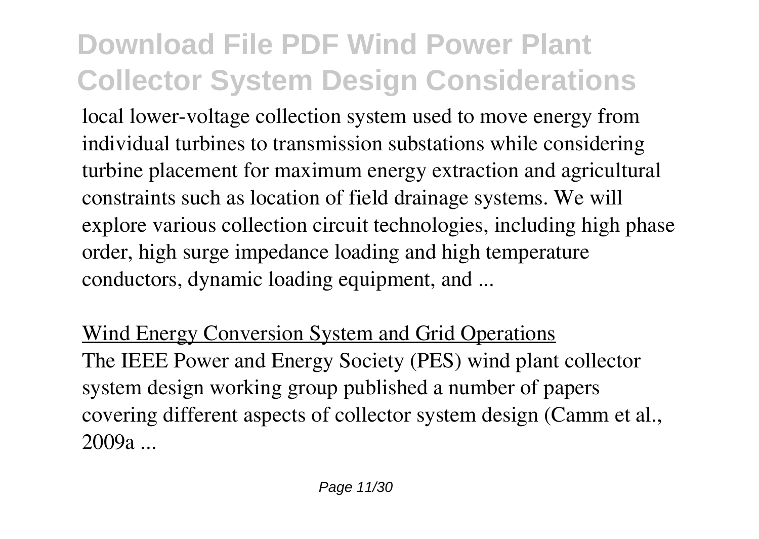local lower-voltage collection system used to move energy from individual turbines to transmission substations while considering turbine placement for maximum energy extraction and agricultural constraints such as location of field drainage systems. We will explore various collection circuit technologies, including high phase order, high surge impedance loading and high temperature conductors, dynamic loading equipment, and ...

## Wind Energy Conversion System and Grid Operations

The IEEE Power and Energy Society (PES) wind plant collector system design working group published a number of papers covering different aspects of collector system design (Camm et al., 2009a ...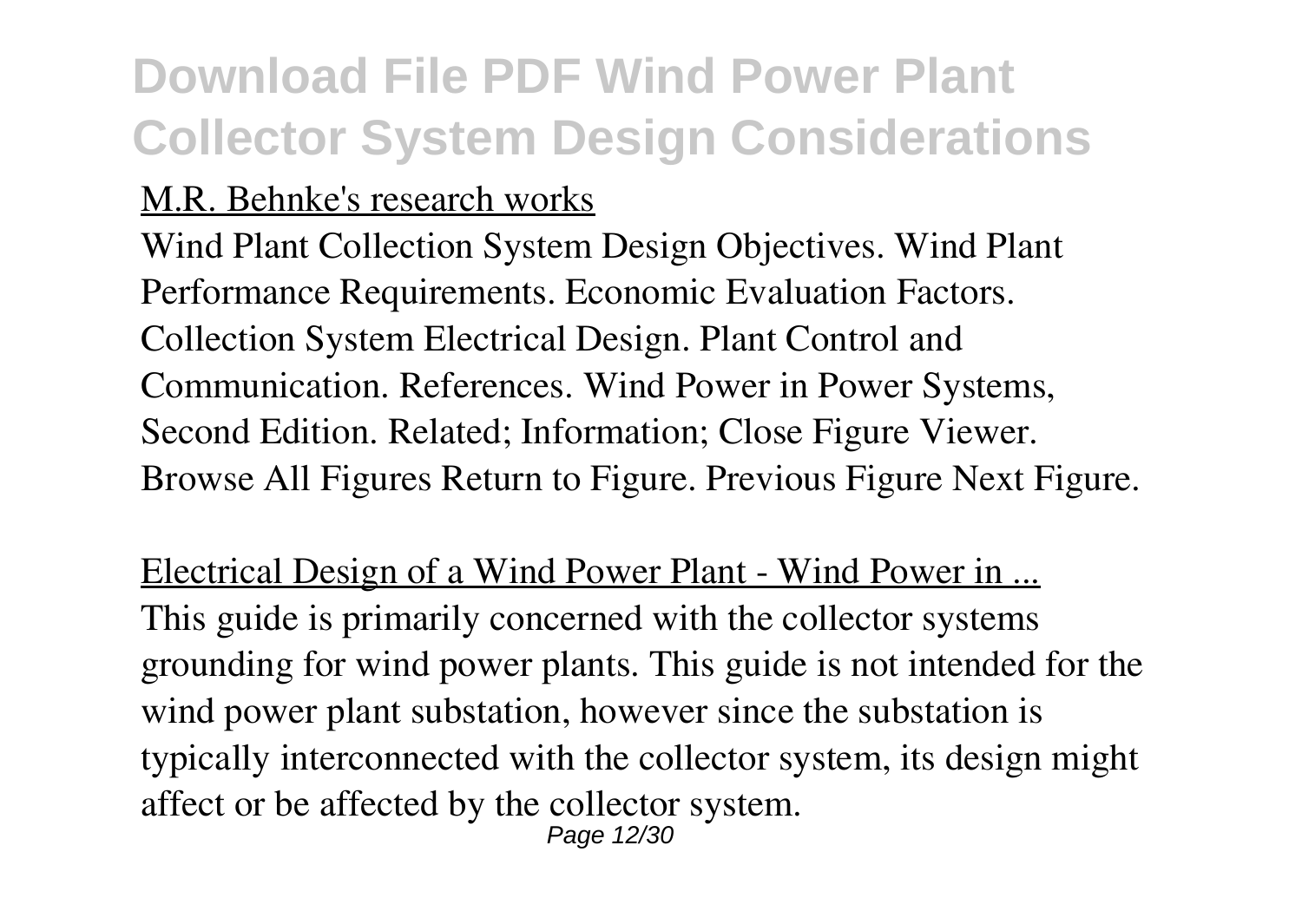# Download File PDF Wind Power Plant Collector System Design Considerations

M.R. Behnke's research works

Wind Plant Collection System Design Objectives. Wind Plant Performance Requirements. Economic Evaluation Factors. Collection System Electrical Design. Plant Control and Communication. References. Wind Power in Power Systems, Second Edition. Related; Information; Close Figure Viewer. Browse All Figures Return to Figure. Previous Figure Next Figure.

Electrical Design of a Wind Power Plant - Wind Power in ...

This guide is primarily concerned with the collector systems grounding for wind power plants. This guide is not intended for the wind power plant substation, however since the substation is typically interconnected with the collector system, its design might affect or be affected by the collector system.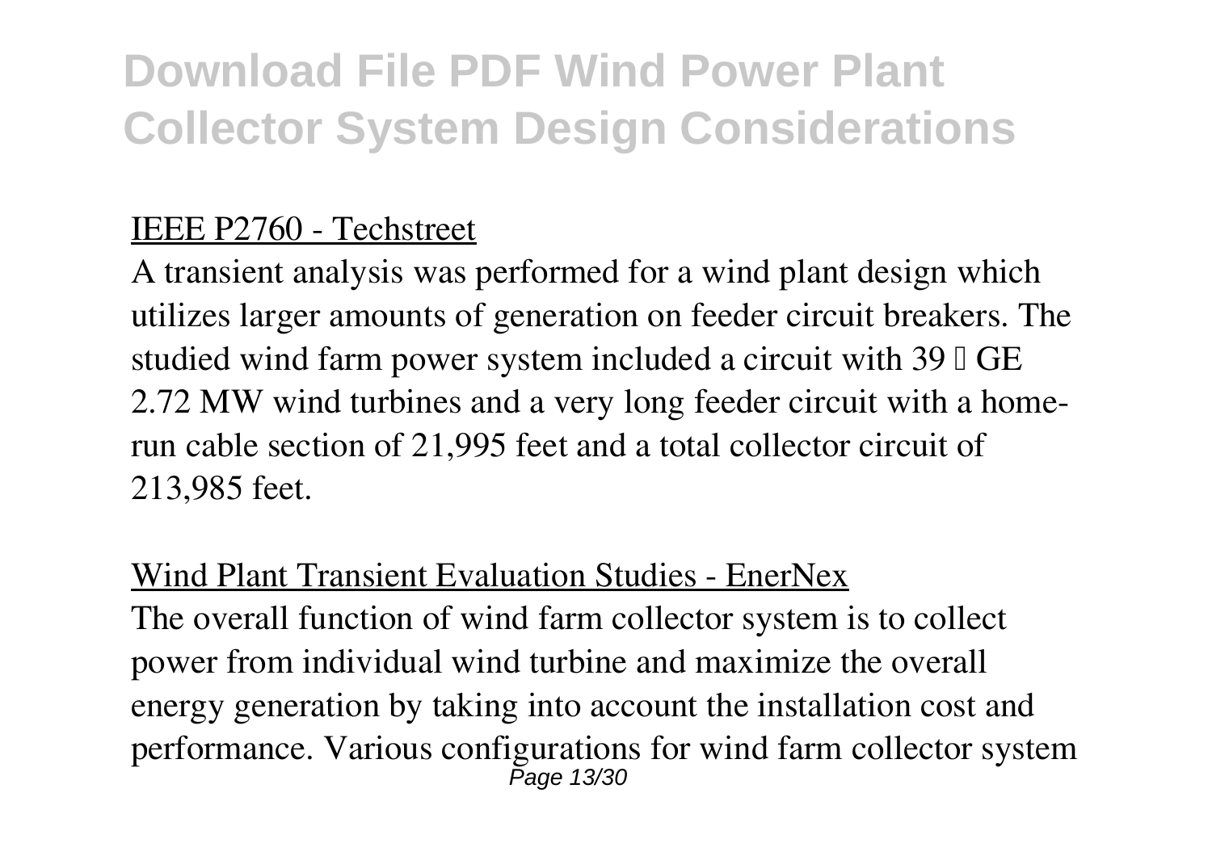IEEE P2760 - Techstreet

A transient analysis was performed for a wind plant design which utilizes larger amounts of generation on feeder circuit breakers. The studied wind farm power system included a circuit with 39 GE 2.72 MW wind turbines and a very long feeder circuit with a home-run cable section of 21,995 feet and a total collector circuit of 213,985 feet.

Wind Plant Transient Evaluation Studies - EnerNex

The overall function of wind farm collector system is to collect power from individual wind turbine and maximize the overall energy generation by taking into account the installation cost and performance. Various configurations for wind farm collector system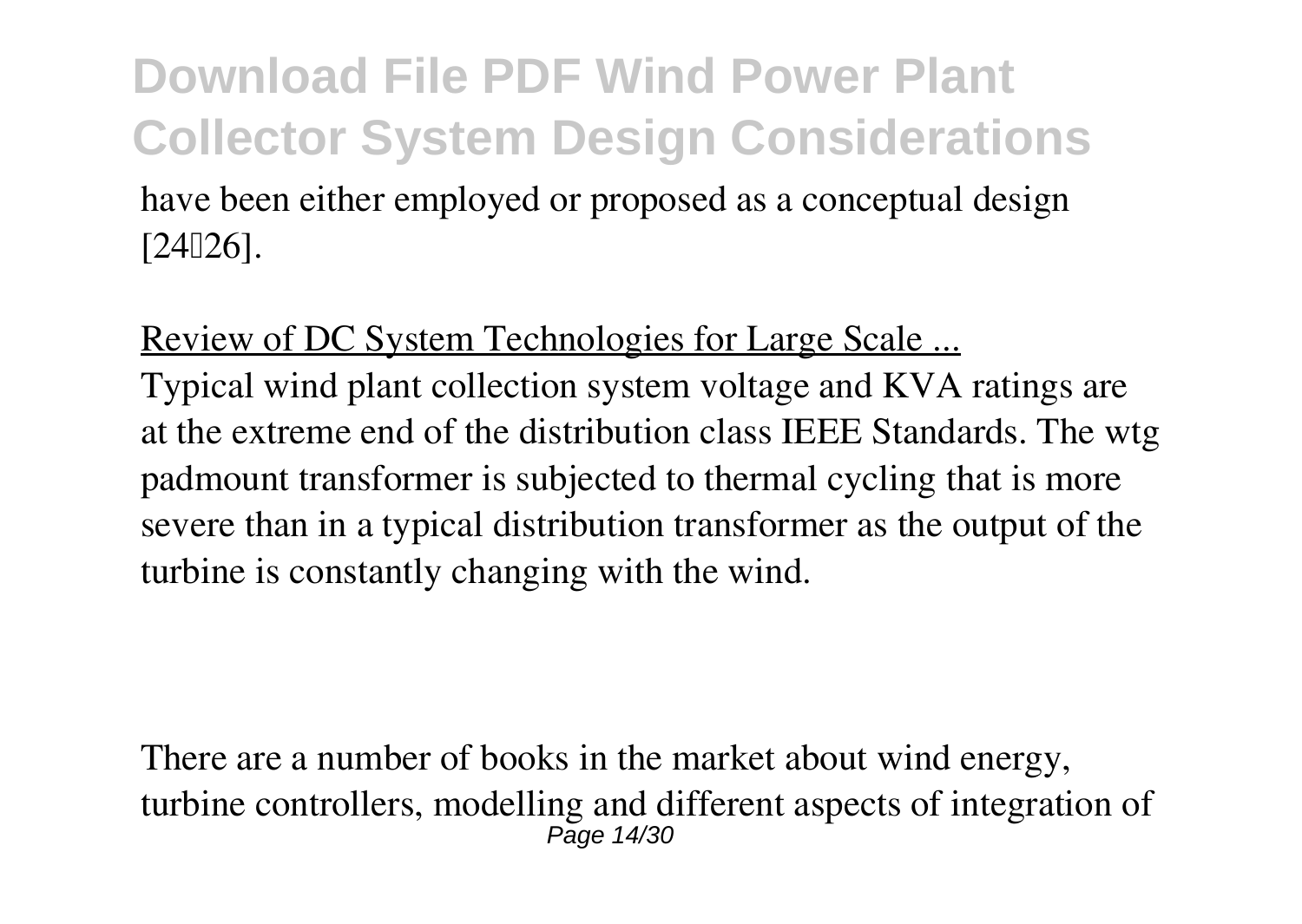have been either employed or proposed as a conceptual design [24–26].

Review of DC System Technologies for Large Scale ...

Typical wind plant collection system voltage and KVA ratings are at the extreme end of the distribution class IEEE Standards. The wtg padmount transformer is subjected to thermal cycling that is more severe than in a typical distribution transformer as the output of the turbine is constantly changing with the wind.

There are a number of books in the market about wind energy, turbine controllers, modelling and different aspects of integration of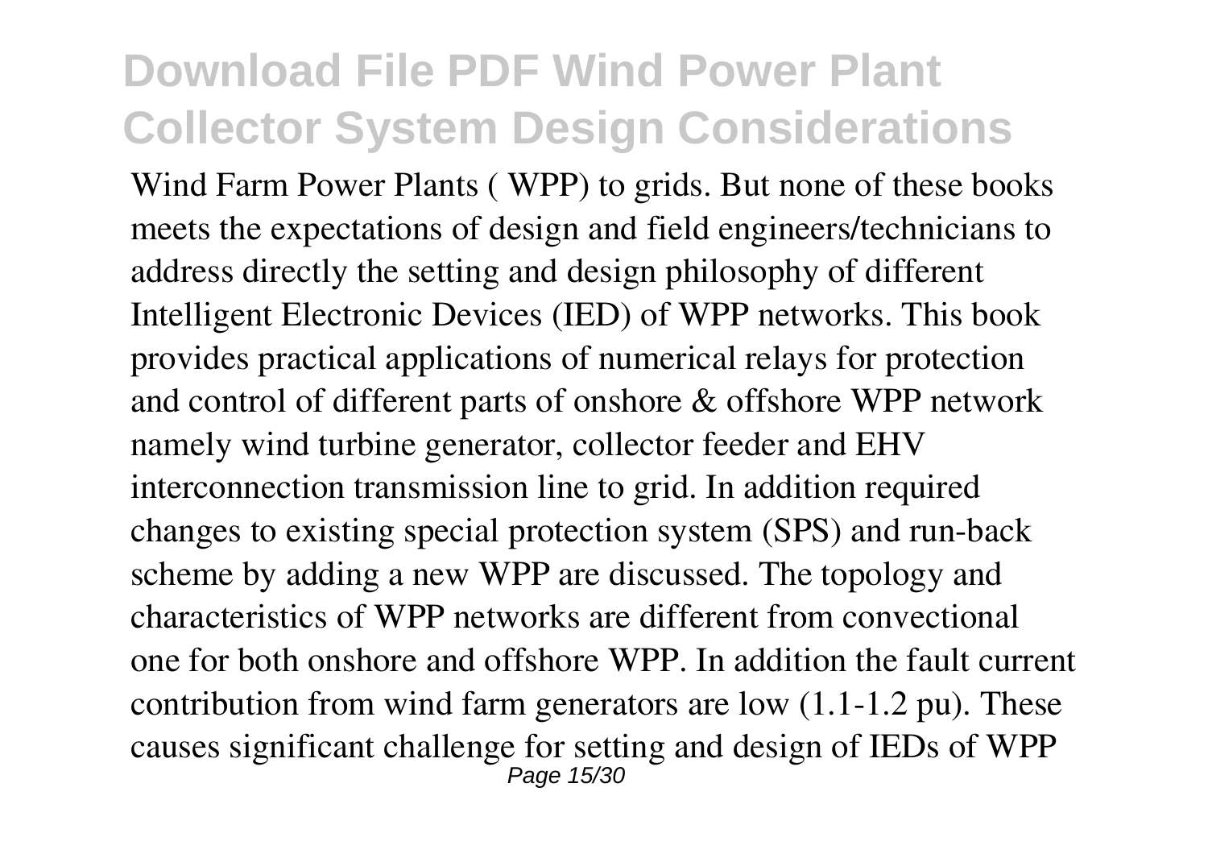Wind Farm Power Plants ( WPP) to grids. But none of these books meets the expectations of design and field engineers/technicians to address directly the setting and design philosophy of different Intelligent Electronic Devices (IED) of WPP networks. This book provides practical applications of numerical relays for protection and control of different parts of onshore & offshore WPP network namely wind turbine generator, collector feeder and EHV interconnection transmission line to grid. In addition required changes to existing special protection system (SPS) and run-back scheme by adding a new WPP are discussed. The topology and characteristics of WPP networks are different from convectional one for both onshore and offshore WPP. In addition the fault current contribution from wind farm generators are low (1.1-1.2 pu). These causes significant challenge for setting and design of IEDs of WPP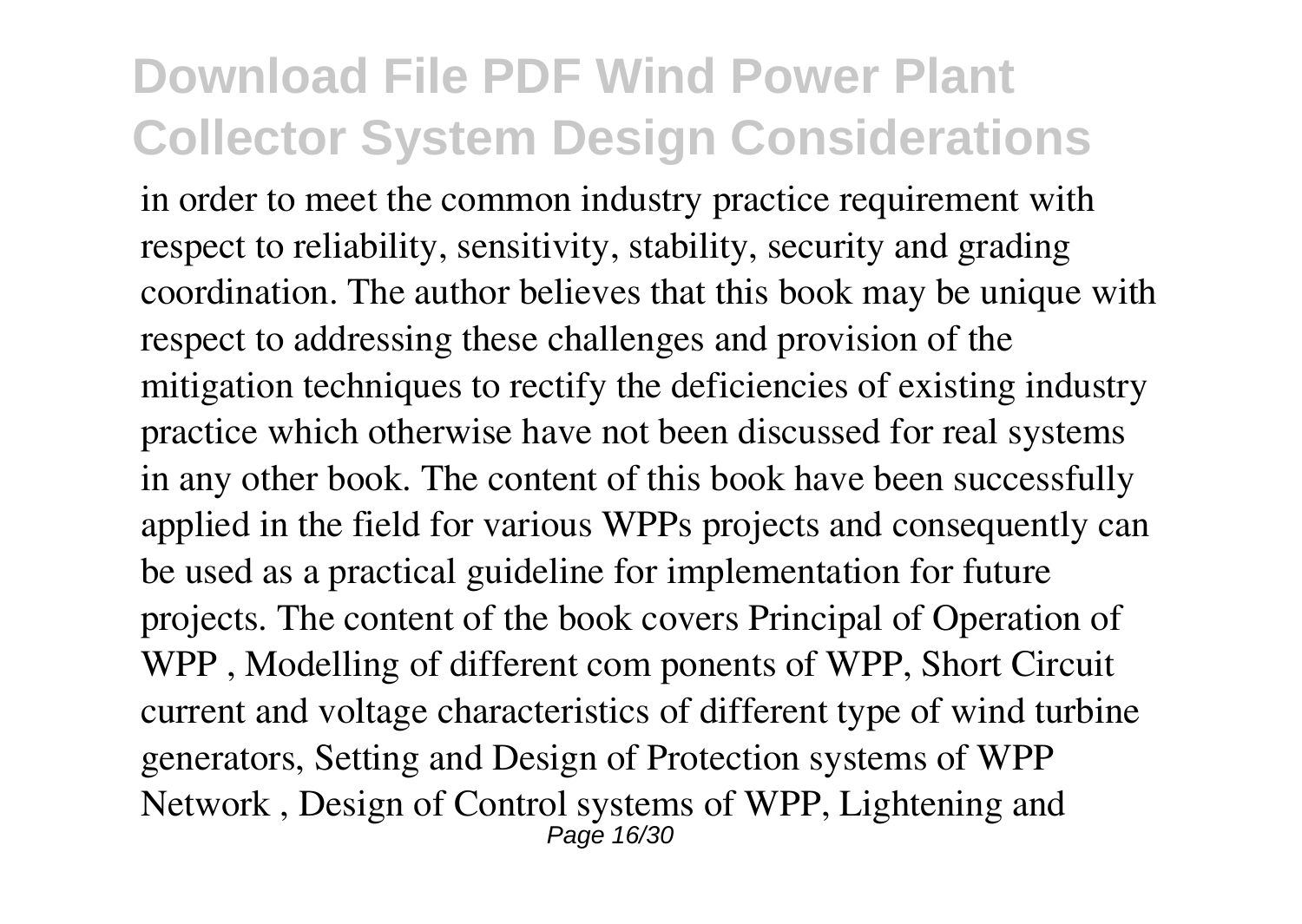in order to meet the common industry practice requirement with respect to reliability, sensitivity, stability, security and grading coordination. The author believes that this book may be unique with respect to addressing these challenges and provision of the mitigation techniques to rectify the deficiencies of existing industry practice which otherwise have not been discussed for real systems in any other book. The content of this book have been successfully applied in the field for various WPPs projects and consequently can be used as a practical guideline for implementation for future projects. The content of the book covers Principal of Operation of WPP , Modelling of different com ponents of WPP, Short Circuit current and voltage characteristics of different type of wind turbine generators, Setting and Design of Protection systems of WPP Network , Design of Control systems of WPP, Lightening and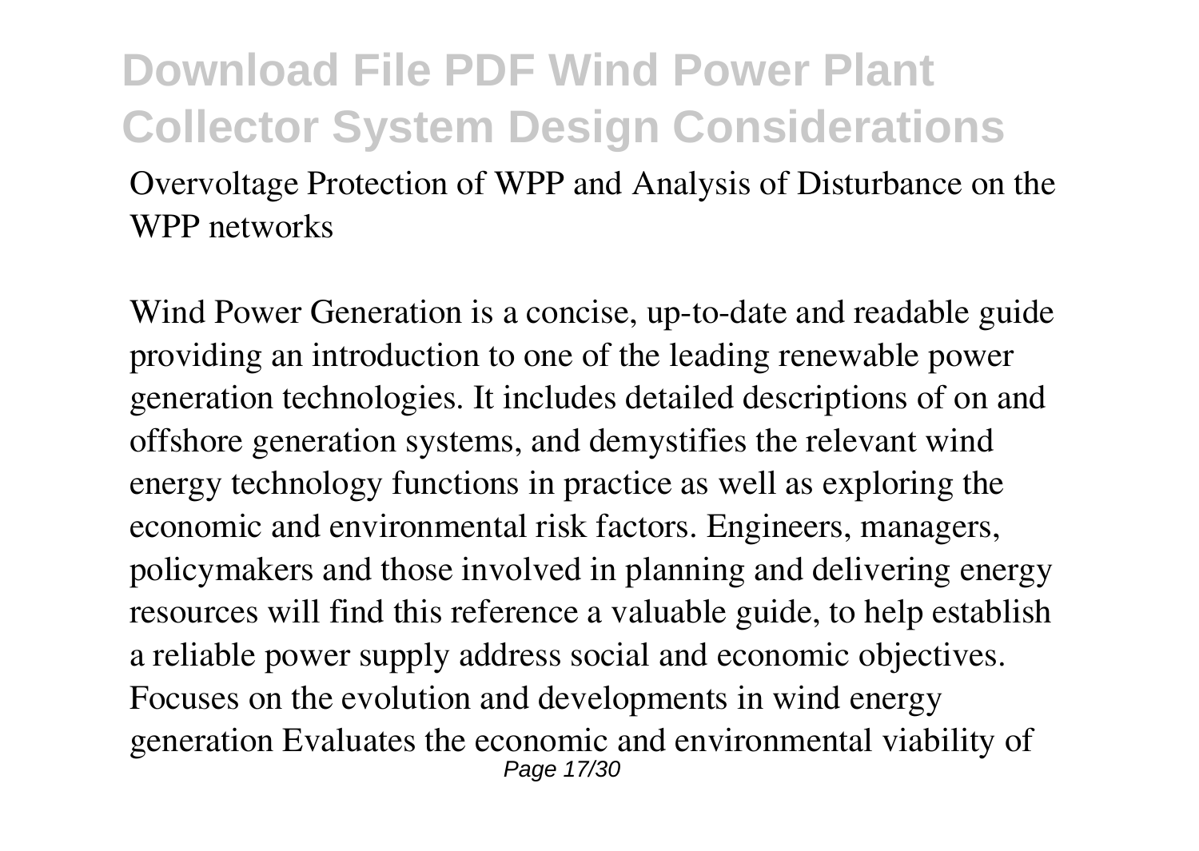Overvoltage Protection of WPP and Analysis of Disturbance on the WPP networks

Wind Power Generation is a concise, up-to-date and readable guide providing an introduction to one of the leading renewable power generation technologies. It includes detailed descriptions of on and offshore generation systems, and demystifies the relevant wind energy technology functions in practice as well as exploring the economic and environmental risk factors. Engineers, managers, policymakers and those involved in planning and delivering energy resources will find this reference a valuable guide, to help establish a reliable power supply address social and economic objectives. Focuses on the evolution and developments in wind energy generation Evaluates the economic and environmental viability of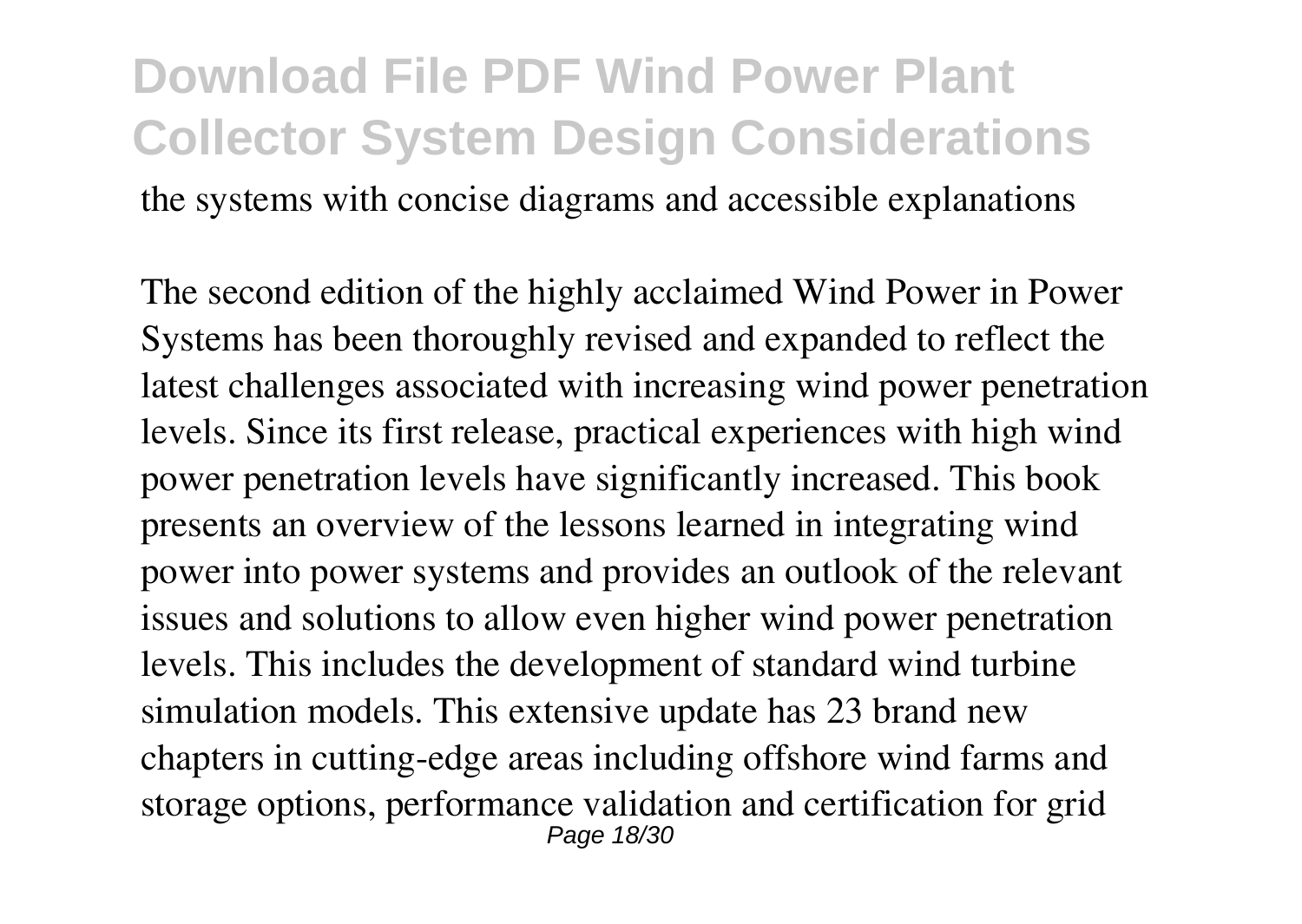the systems with concise diagrams and accessible explanations

The second edition of the highly acclaimed Wind Power in Power Systems has been thoroughly revised and expanded to reflect the latest challenges associated with increasing wind power penetration levels. Since its first release, practical experiences with high wind power penetration levels have significantly increased. This book presents an overview of the lessons learned in integrating wind power into power systems and provides an outlook of the relevant issues and solutions to allow even higher wind power penetration levels. This includes the development of standard wind turbine simulation models. This extensive update has 23 brand new chapters in cutting-edge areas including offshore wind farms and storage options, performance validation and certification for grid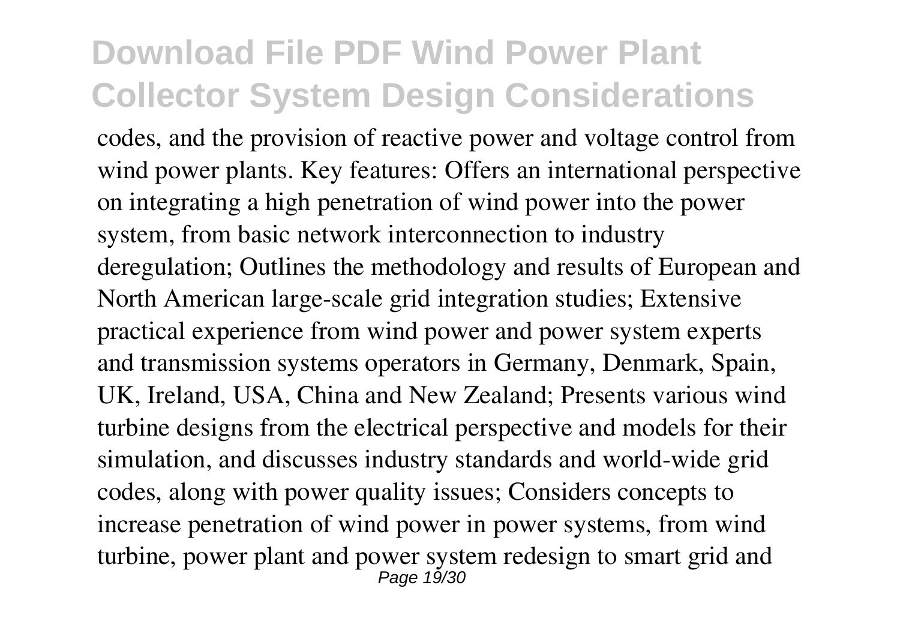codes, and the provision of reactive power and voltage control from wind power plants. Key features: Offers an international perspective on integrating a high penetration of wind power into the power system, from basic network interconnection to industry deregulation; Outlines the methodology and results of European and North American large-scale grid integration studies; Extensive practical experience from wind power and power system experts and transmission systems operators in Germany, Denmark, Spain, UK, Ireland, USA, China and New Zealand; Presents various wind turbine designs from the electrical perspective and models for their simulation, and discusses industry standards and world-wide grid codes, along with power quality issues; Considers concepts to increase penetration of wind power in power systems, from wind turbine, power plant and power system redesign to smart grid and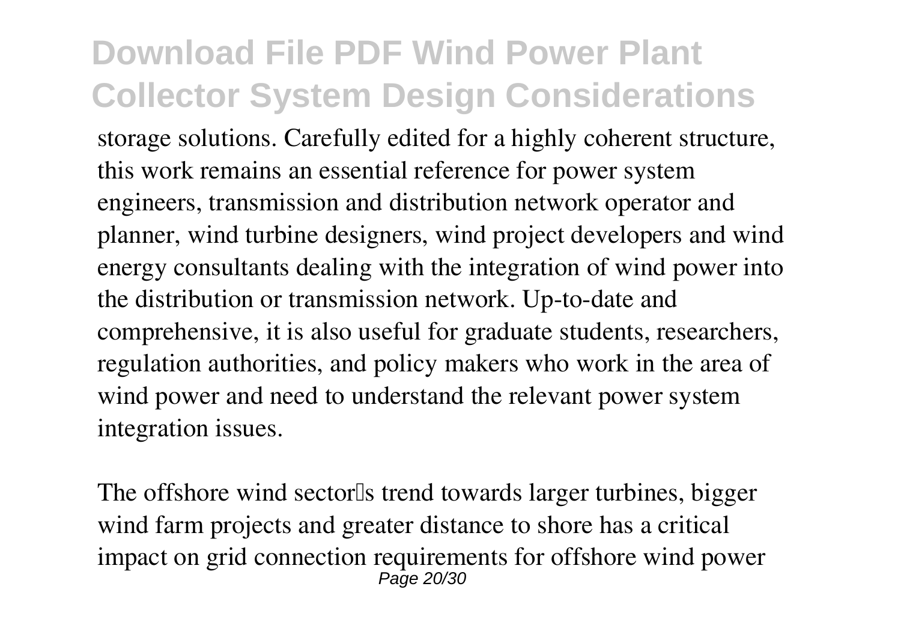storage solutions. Carefully edited for a highly coherent structure, this work remains an essential reference for power system engineers, transmission and distribution network operator and planner, wind turbine designers, wind project developers and wind energy consultants dealing with the integration of wind power into the distribution or transmission network. Up-to-date and comprehensive, it is also useful for graduate students, researchers, regulation authorities, and policy makers who work in the area of wind power and need to understand the relevant power system integration issues.

The offshore wind sector's trend towards larger turbines, bigger wind farm projects and greater distance to shore has a critical impact on grid connection requirements for offshore wind power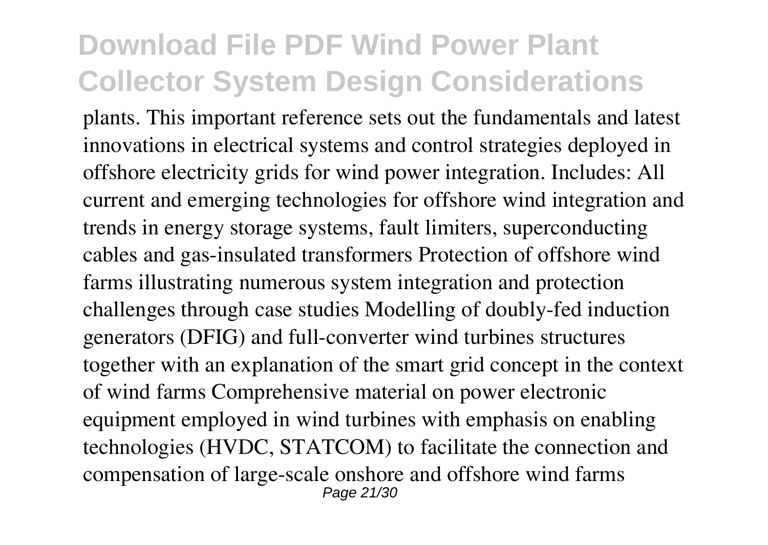plants. This important reference sets out the fundamentals and latest innovations in electrical systems and control strategies deployed in offshore electricity grids for wind power integration. Includes: All current and emerging technologies for offshore wind integration and trends in energy storage systems, fault limiters, superconducting cables and gas-insulated transformers Protection of offshore wind farms illustrating numerous system integration and protection challenges through case studies Modelling of doubly-fed induction generators (DFIG) and full-converter wind turbines structures together with an explanation of the smart grid concept in the context of wind farms Comprehensive material on power electronic equipment employed in wind turbines with emphasis on enabling technologies (HVDC, STATCOM) to facilitate the connection and compensation of large-scale onshore and offshore wind farms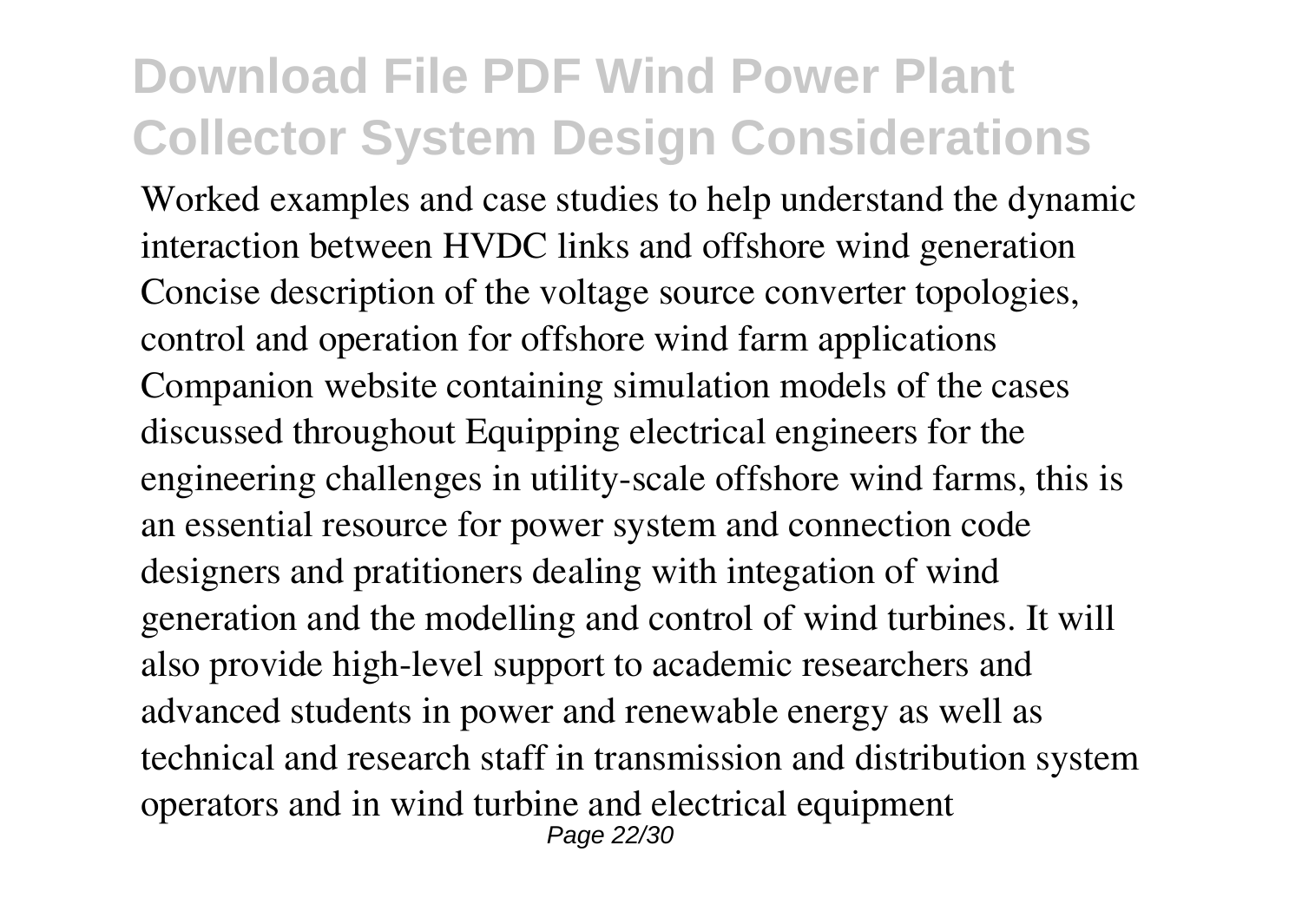Worked examples and case studies to help understand the dynamic interaction between HVDC links and offshore wind generation Concise description of the voltage source converter topologies, control and operation for offshore wind farm applications Companion website containing simulation models of the cases discussed throughout Equipping electrical engineers for the engineering challenges in utility-scale offshore wind farms, this is an essential resource for power system and connection code designers and pratitioners dealing with integation of wind generation and the modelling and control of wind turbines. It will also provide high-level support to academic researchers and advanced students in power and renewable energy as well as technical and research staff in transmission and distribution system operators and in wind turbine and electrical equipment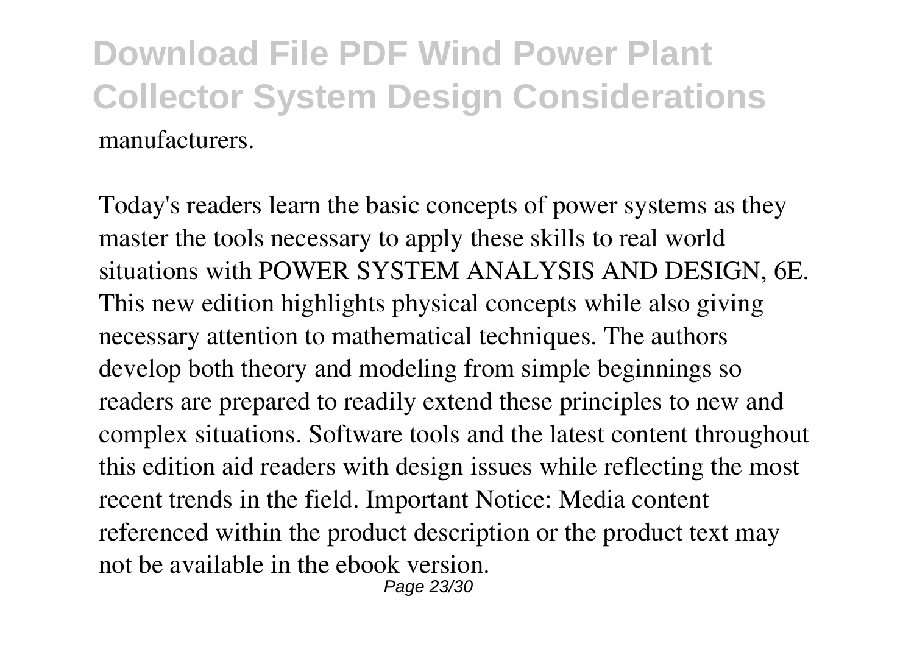manufacturers.

Today's readers learn the basic concepts of power systems as they master the tools necessary to apply these skills to real world situations with POWER SYSTEM ANALYSIS AND DESIGN, 6E. This new edition highlights physical concepts while also giving necessary attention to mathematical techniques. The authors develop both theory and modeling from simple beginnings so readers are prepared to readily extend these principles to new and complex situations. Software tools and the latest content throughout this edition aid readers with design issues while reflecting the most recent trends in the field. Important Notice: Media content referenced within the product description or the product text may not be available in the ebook version.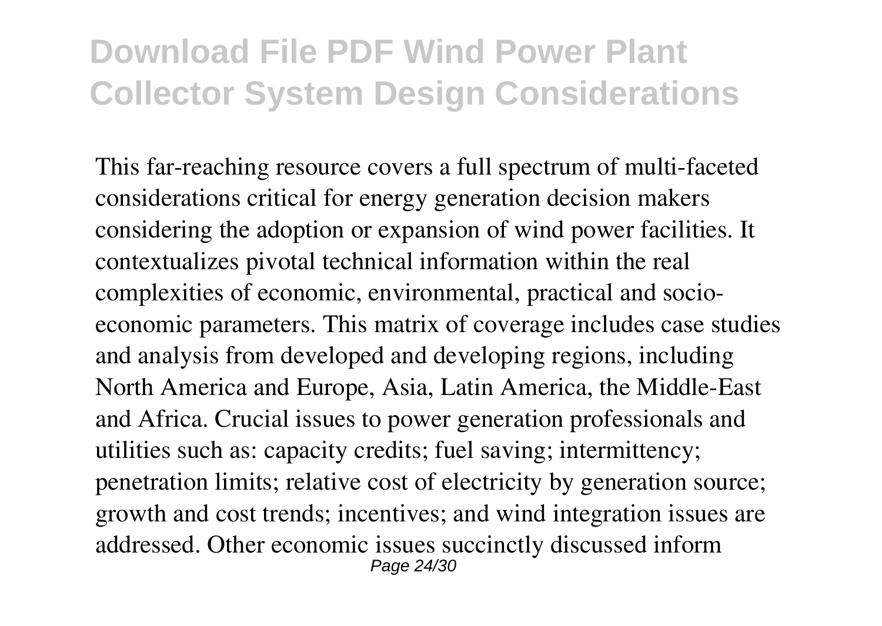This far-reaching resource covers a full spectrum of multi-faceted considerations critical for energy generation decision makers considering the adoption or expansion of wind power facilities. It contextualizes pivotal technical information within the real complexities of economic, environmental, practical and socio-economic parameters. This matrix of coverage includes case studies and analysis from developed and developing regions, including North America and Europe, Asia, Latin America, the Middle-East and Africa. Crucial issues to power generation professionals and utilities such as: capacity credits; fuel saving; intermittency; penetration limits; relative cost of electricity by generation source; growth and cost trends; incentives; and wind integration issues are addressed. Other economic issues succinctly discussed inform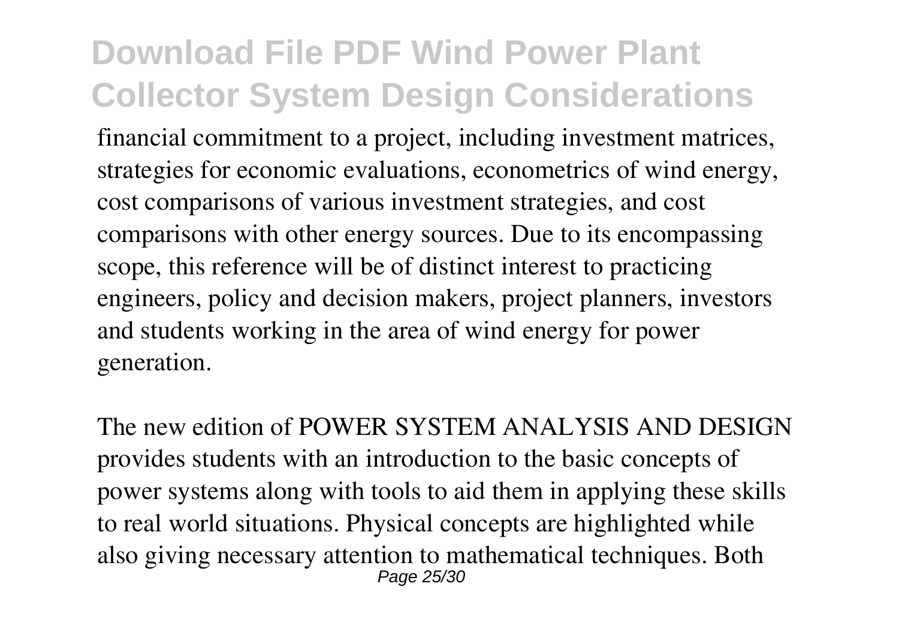financial commitment to a project, including investment matrices, strategies for economic evaluations, econometrics of wind energy, cost comparisons of various investment strategies, and cost comparisons with other energy sources. Due to its encompassing scope, this reference will be of distinct interest to practicing engineers, policy and decision makers, project planners, investors and students working in the area of wind energy for power generation.

The new edition of POWER SYSTEM ANALYSIS AND DESIGN provides students with an introduction to the basic concepts of power systems along with tools to aid them in applying these skills to real world situations. Physical concepts are highlighted while also giving necessary attention to mathematical techniques. Both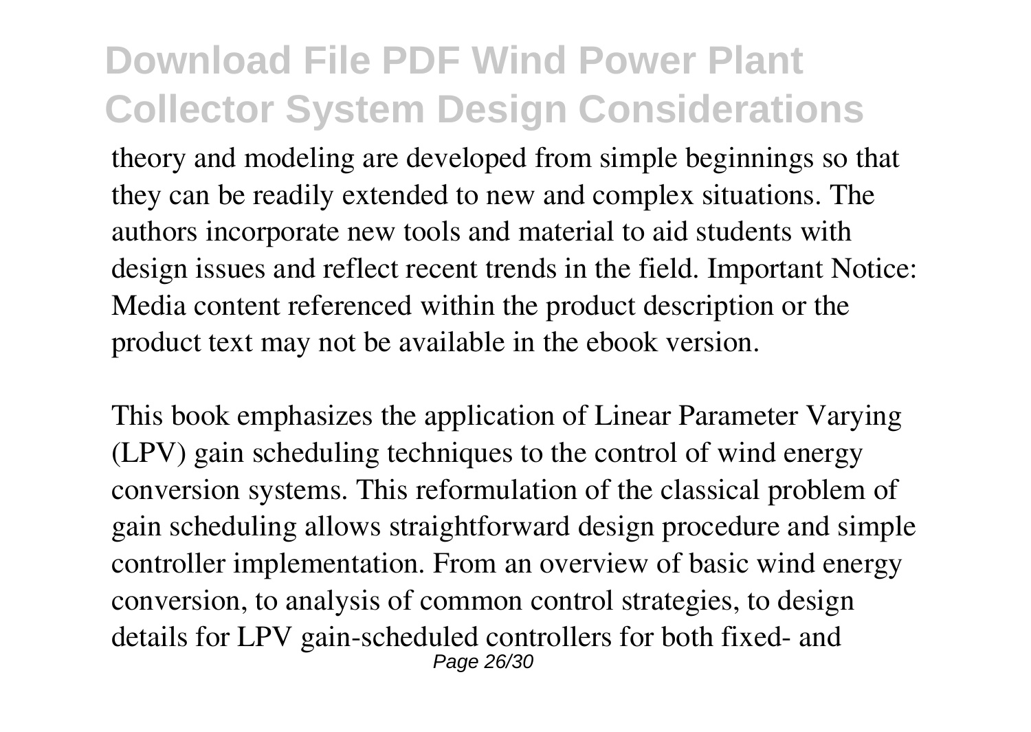theory and modeling are developed from simple beginnings so that they can be readily extended to new and complex situations. The authors incorporate new tools and material to aid students with design issues and reflect recent trends in the field. Important Notice: Media content referenced within the product description or the product text may not be available in the ebook version.

This book emphasizes the application of Linear Parameter Varying (LPV) gain scheduling techniques to the control of wind energy conversion systems. This reformulation of the classical problem of gain scheduling allows straightforward design procedure and simple controller implementation. From an overview of basic wind energy conversion, to analysis of common control strategies, to design details for LPV gain-scheduled controllers for both fixed- and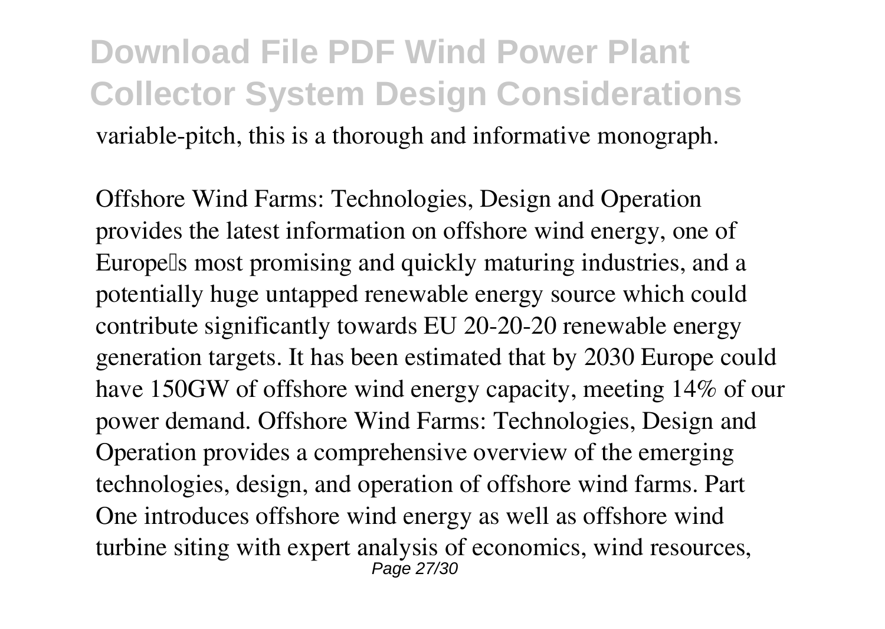variable-pitch, this is a thorough and informative monograph.

Offshore Wind Farms: Technologies, Design and Operation provides the latest information on offshore wind energy, one of Europe's most promising and quickly maturing industries, and a potentially huge untapped renewable energy source which could contribute significantly towards EU 20-20-20 renewable energy generation targets. It has been estimated that by 2030 Europe could have 150GW of offshore wind energy capacity, meeting 14% of our power demand. Offshore Wind Farms: Technologies, Design and Operation provides a comprehensive overview of the emerging technologies, design, and operation of offshore wind farms. Part One introduces offshore wind energy as well as offshore wind turbine siting with expert analysis of economics, wind resources,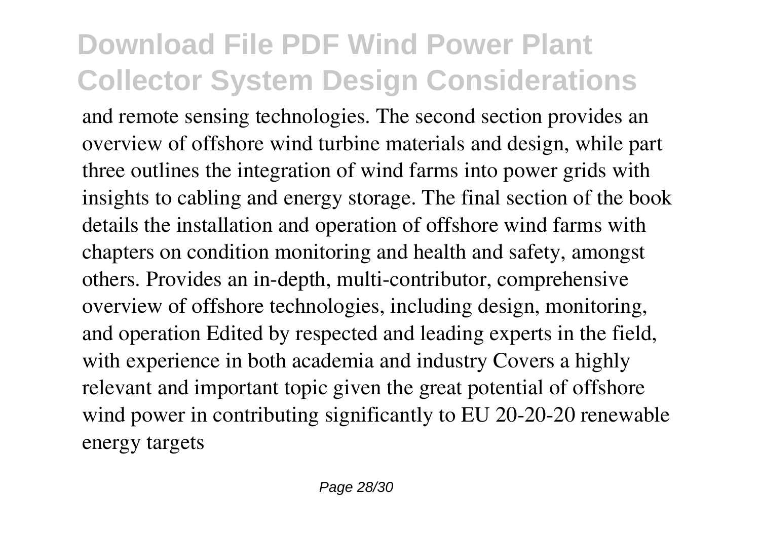and remote sensing technologies. The second section provides an overview of offshore wind turbine materials and design, while part three outlines the integration of wind farms into power grids with insights to cabling and energy storage. The final section of the book details the installation and operation of offshore wind farms with chapters on condition monitoring and health and safety, amongst others. Provides an in-depth, multi-contributor, comprehensive overview of offshore technologies, including design, monitoring, and operation Edited by respected and leading experts in the field, with experience in both academia and industry Covers a highly relevant and important topic given the great potential of offshore wind power in contributing significantly to EU 20-20-20 renewable energy targets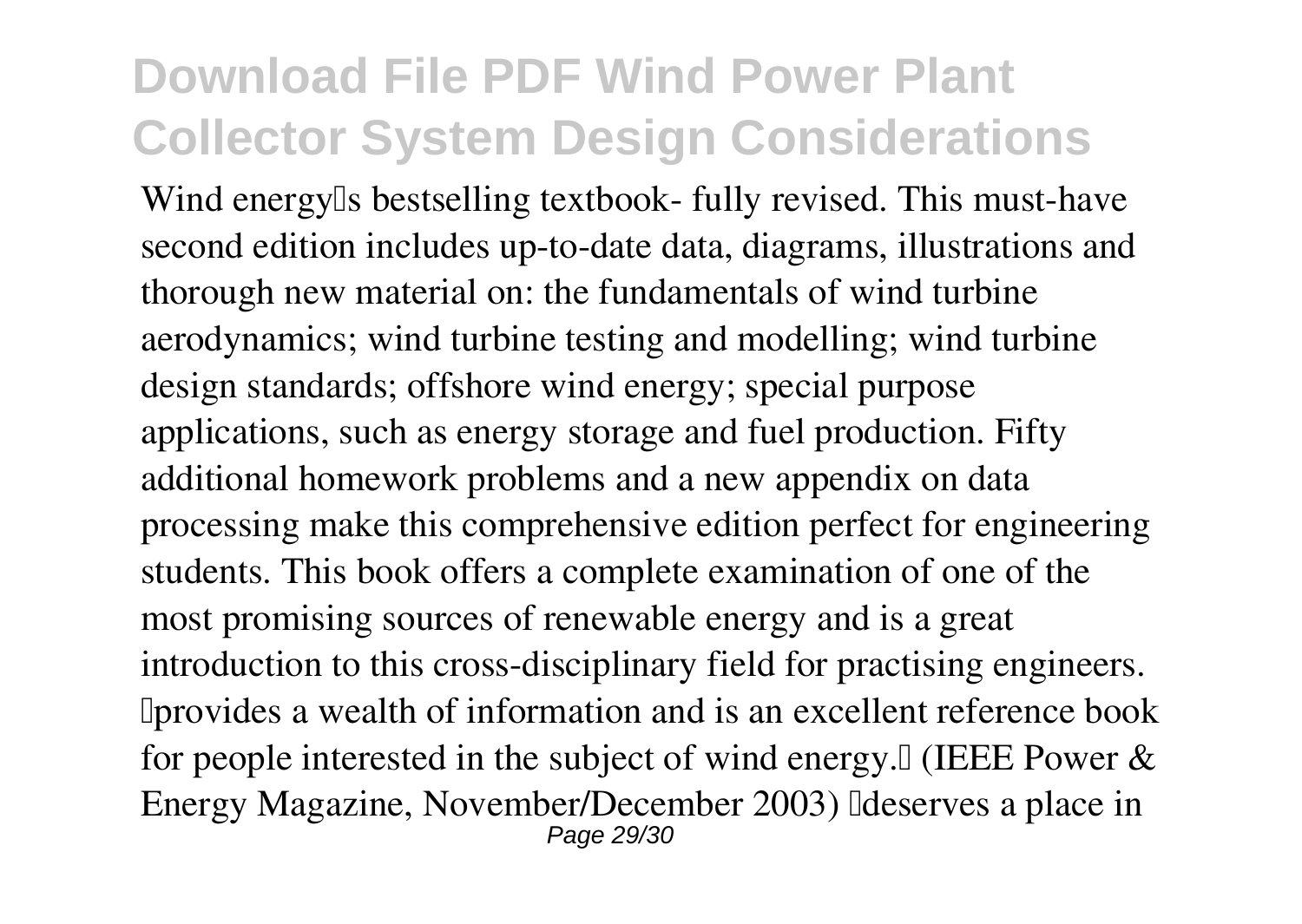Wind energy's bestselling textbook- fully revised. This must-have second edition includes up-to-date data, diagrams, illustrations and thorough new material on: the fundamentals of wind turbine aerodynamics; wind turbine testing and modelling; wind turbine design standards; offshore wind energy; special purpose applications, such as energy storage and fuel production. Fifty additional homework problems and a new appendix on data processing make this comprehensive edition perfect for engineering students. This book offers a complete examination of one of the most promising sources of renewable energy and is a great introduction to this cross-disciplinary field for practising engineers. "provides a wealth of information and is an excellent reference book for people interested in the subject of wind energy." (IEEE Power & Energy Magazine, November/December 2003) "deserves a place in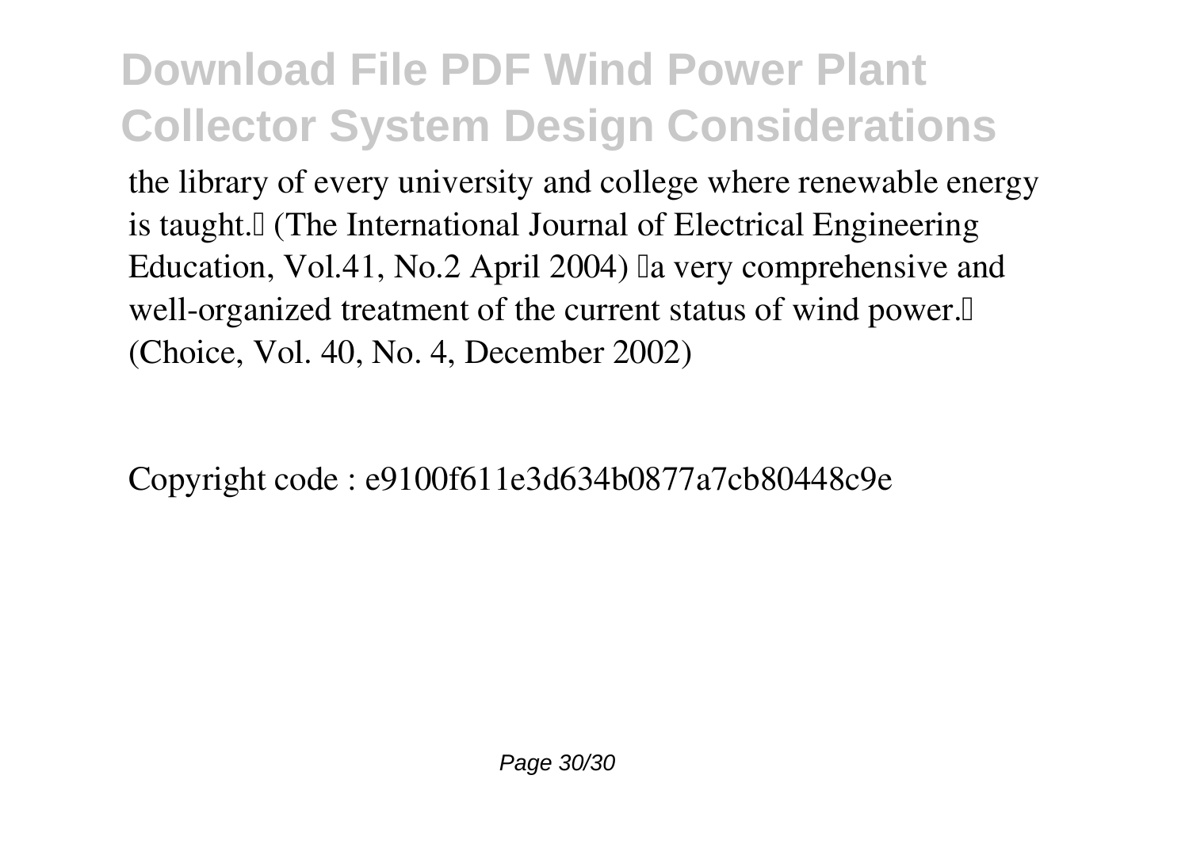the library of every university and college where renewable energy is taught. (The International Journal of Electrical Engineering Education, Vol.41, No.2 April 2004) a very comprehensive and well-organized treatment of the current status of wind power. (Choice, Vol. 40, No. 4, December 2002)

Copyright code : e9100f611e3d634b0877a7cb80448c9e